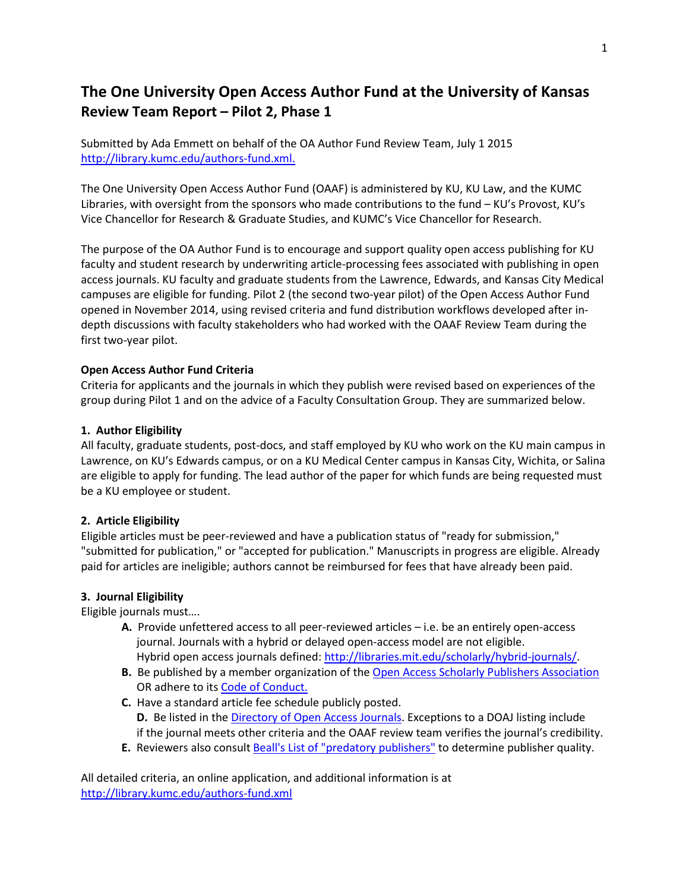# The One University Open Access Author Fund at the University of Kansas

## Review Team Report – Pilot 2, Phase 1

Submitted by Ada Emmett on behalf of the OA Author Fund Review Team, July 1 2015
[http://library.kumc.edu/authors-fund.xml.](http://library.kumc.edu/authors-fund.xml)

The One University Open Access Author Fund (OAAF) is administered by KU, KU Law, and the KUMC Libraries, with oversight from the sponsors who made contributions to the fund – KU's Provost, KU's Vice Chancellor for Research & Graduate Studies, and KUMC's Vice Chancellor for Research.

The purpose of the OA Author Fund is to encourage and support quality open access publishing for KU faculty and student research by underwriting article-processing fees associated with publishing in open access journals. KU faculty and graduate students from the Lawrence, Edwards, and Kansas City Medical campuses are eligible for funding. Pilot 2 (the second two-year pilot) of the Open Access Author Fund opened in November 2014, using revised criteria and fund distribution workflows developed after in-depth discussions with faculty stakeholders who had worked with the OAAF Review Team during the first two-year pilot.

**Open Access Author Fund Criteria**

Criteria for applicants and the journals in which they publish were revised based on experiences of the group during Pilot 1 and on the advice of a Faculty Consultation Group. They are summarized below.

**1. Author Eligibility**

All faculty, graduate students, post-docs, and staff employed by KU who work on the KU main campus in Lawrence, on KU's Edwards campus, or on a KU Medical Center campus in Kansas City, Wichita, or Salina are eligible to apply for funding. The lead author of the paper for which funds are being requested must be a KU employee or student.

**2. Article Eligibility**

Eligible articles must be peer-reviewed and have a publication status of "ready for submission," "submitted for publication," or "accepted for publication." Manuscripts in progress are eligible. Already paid for articles are ineligible; authors cannot be reimbursed for fees that have already been paid.

**3. Journal Eligibility**

Eligible journals must….

- **A.** Provide unfettered access to all peer-reviewed articles – i.e. be an entirely open-access journal. Journals with a hybrid or delayed open-access model are not eligible. Hybrid open access journals defined: [http://libraries.mit.edu/scholarly/hybrid-journals/](http://libraries.mit.edu/scholarly/hybrid-journals/).
- **B.** Be published by a member organization of the Open Access Scholarly Publishers Association OR adhere to its Code of Conduct.
- **C.** Have a standard article fee schedule publicly posted.
- **D.** Be listed in the Directory of Open Access Journals. Exceptions to a DOAJ listing include if the journal meets other criteria and the OAAF review team verifies the journal's credibility.
- **E.** Reviewers also consult Beall's List of "predatory publishers" to determine publisher quality.

All detailed criteria, an online application, and additional information is at [http://library.kumc.edu/authors-fund.xml](http://library.kumc.edu/authors-fund.xml)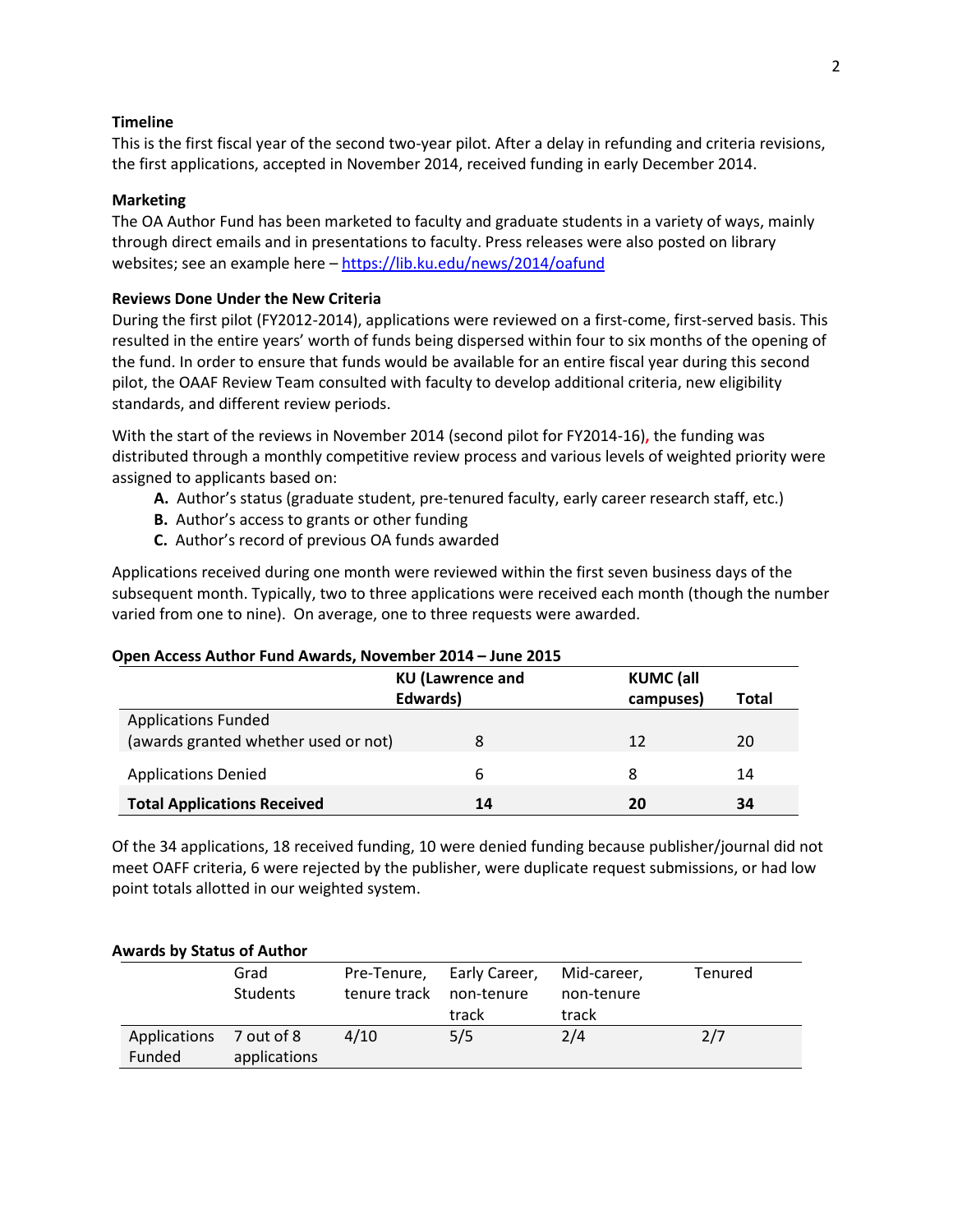**Timeline**

This is the first fiscal year of the second two-year pilot. After a delay in refunding and criteria revisions, the first applications, accepted in November 2014, received funding in early December 2014.

**Marketing**

The OA Author Fund has been marketed to faculty and graduate students in a variety of ways, mainly through direct emails and in presentations to faculty. Press releases were also posted on library websites; see an example here – https://lib.ku.edu/news/2014/oafund

**Reviews Done Under the New Criteria**

During the first pilot (FY2012-2014), applications were reviewed on a first-come, first-served basis. This resulted in the entire years' worth of funds being dispersed within four to six months of the opening of the fund. In order to ensure that funds would be available for an entire fiscal year during this second pilot, the OAAF Review Team consulted with faculty to develop additional criteria, new eligibility standards, and different review periods.

With the start of the reviews in November 2014 (second pilot for FY2014-16), the funding was distributed through a monthly competitive review process and various levels of weighted priority were assigned to applicants based on:

A. Author's status (graduate student, pre-tenured faculty, early career research staff, etc.)
B. Author's access to grants or other funding
C. Author's record of previous OA funds awarded

Applications received during one month were reviewed within the first seven business days of the subsequent month. Typically, two to three applications were received each month (though the number varied from one to nine). On average, one to three requests were awarded.

**Open Access Author Fund Awards, November 2014 – June 2015**

| | KU (Lawrence and Edwards) | KUMC (all campuses) | Total |
|---|---|---|---|
| Applications Funded (awards granted whether used or not) | 8 | 12 | 20 |
| Applications Denied | 6 | 8 | 14 |
| **Total Applications Received** | **14** | **20** | **34** |

Of the 34 applications, 18 received funding, 10 were denied funding because publisher/journal did not meet OAFF criteria, 6 were rejected by the publisher, were duplicate request submissions, or had low point totals allotted in our weighted system.

**Awards by Status of Author**

| | Grad Students | Pre-Tenure, tenure track | Early Career, non-tenure track | Mid-career, non-tenure track | Tenured |
|---|---|---|---|---|---|
| Applications Funded | 7 out of 8 applications | 4/10 | 5/5 | 2/4 | 2/7 |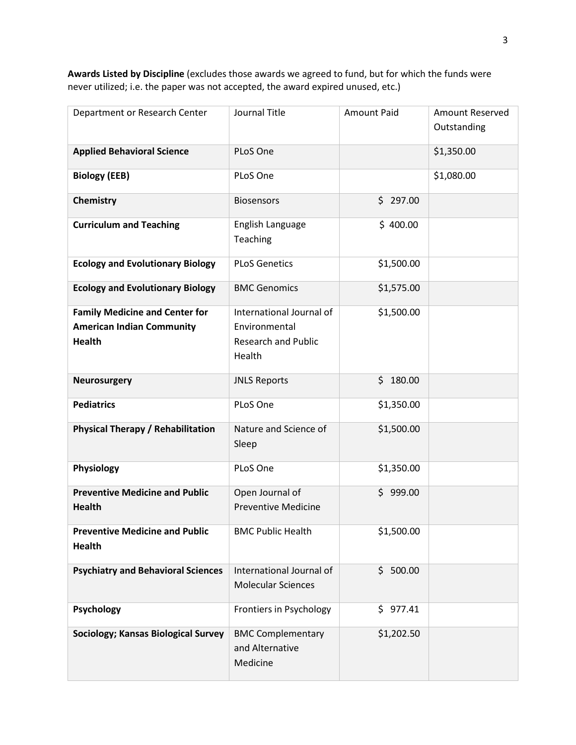**Awards Listed by Discipline** (excludes those awards we agreed to fund, but for which the funds were never utilized; i.e. the paper was not accepted, the award expired unused, etc.)

| Department or Research Center | Journal Title | Amount Paid | Amount Reserved Outstanding |
|---|---|---|---|
| **Applied Behavioral Science** | PLoS One | | $1,350.00 |
| **Biology (EEB)** | PLoS One | | $1,080.00 |
| **Chemistry** | Biosensors | $ 297.00 | |
| **Curriculum and Teaching** | English Language Teaching | $ 400.00 | |
| **Ecology and Evolutionary Biology** | PLoS Genetics | $1,500.00 | |
| **Ecology and Evolutionary Biology** | BMC Genomics | $1,575.00 | |
| **Family Medicine and Center for American Indian Community Health** | International Journal of Environmental Research and Public Health | $1,500.00 | |
| **Neurosurgery** | JNLS Reports | $ 180.00 | |
| **Pediatrics** | PLoS One | $1,350.00 | |
| **Physical Therapy / Rehabilitation** | Nature and Science of Sleep | $1,500.00 | |
| **Physiology** | PLoS One | $1,350.00 | |
| **Preventive Medicine and Public Health** | Open Journal of Preventive Medicine | $ 999.00 | |
| **Preventive Medicine and Public Health** | BMC Public Health | $1,500.00 | |
| **Psychiatry and Behavioral Sciences** | International Journal of Molecular Sciences | $ 500.00 | |
| **Psychology** | Frontiers in Psychology | $ 977.41 | |
| **Sociology; Kansas Biological Survey** | BMC Complementary and Alternative Medicine | $1,202.50 | |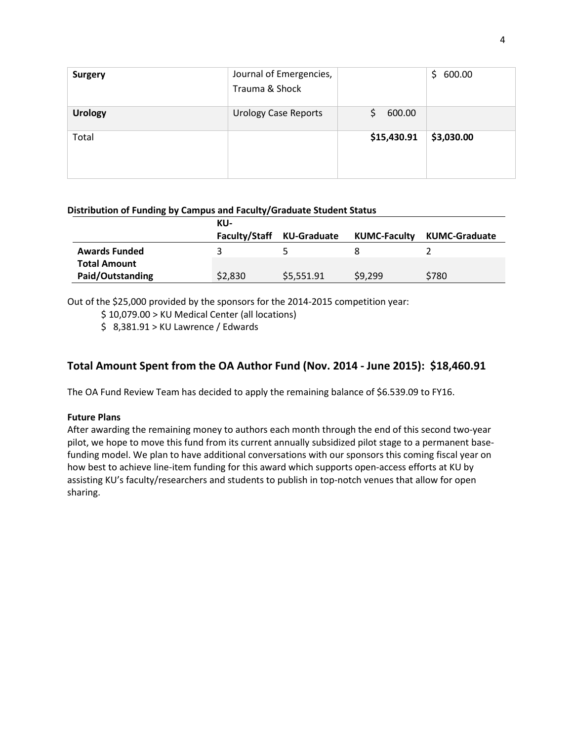| | | | |
|---|---|---|---|
| **Surgery** | Journal of Emergencies, Trauma & Shock | | $ 600.00 |
| **Urology** | Urology Case Reports | $ 600.00 | |
| Total | | **$15,430.91** | **$3,030.00** |

**Distribution of Funding by Campus and Faculty/Graduate Student Status**

| | KU-Faculty/Staff | KU-Graduate | KUMC-Faculty | KUMC-Graduate |
|---|---|---|---|---|
| **Awards Funded** | 3 | 5 | 8 | 2 |
| **Total Amount Paid/Outstanding** | $2,830 | $5,551.91 | $9,299 | $780 |

Out of the $25,000 provided by the sponsors for the 2014-2015 competition year:

$ 10,079.00 > KU Medical Center (all locations)

$ 8,381.91 > KU Lawrence / Edwards

## Total Amount Spent from the OA Author Fund (Nov. 2014 - June 2015): $18,460.91

The OA Fund Review Team has decided to apply the remaining balance of $6.539.09 to FY16.

**Future Plans**

After awarding the remaining money to authors each month through the end of this second two-year pilot, we hope to move this fund from its current annually subsidized pilot stage to a permanent base-funding model. We plan to have additional conversations with our sponsors this coming fiscal year on how best to achieve line-item funding for this award which supports open-access efforts at KU by assisting KU's faculty/researchers and students to publish in top-notch venues that allow for open sharing.